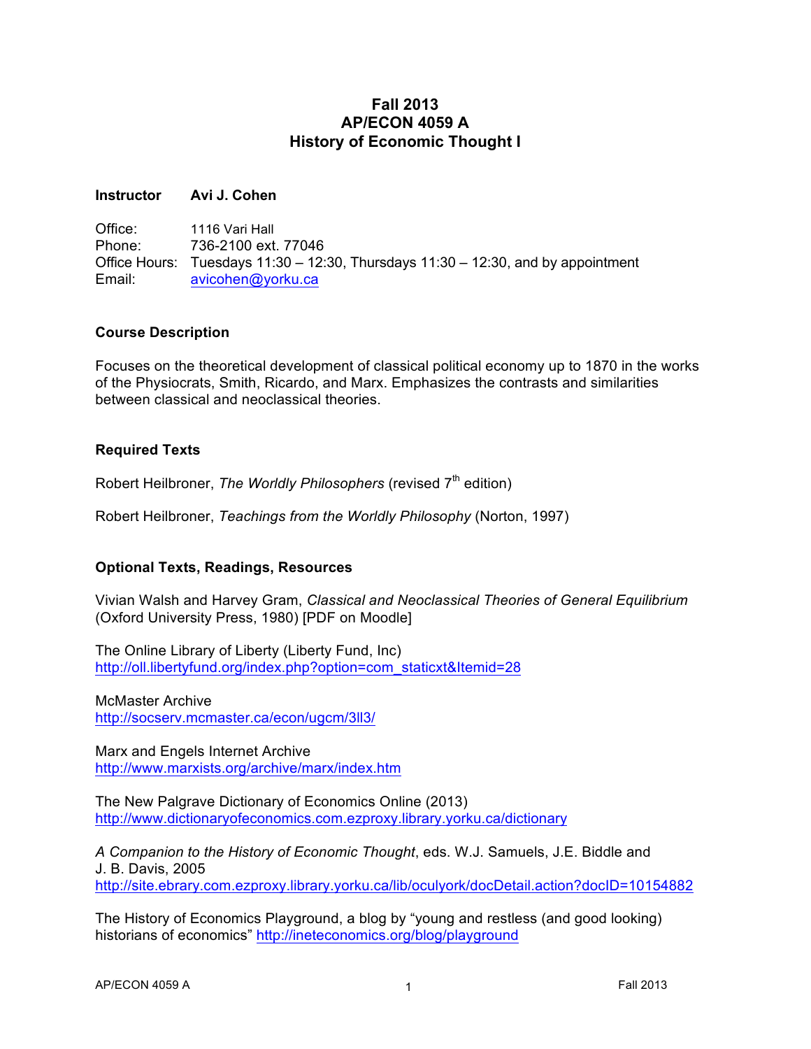# Fall 2013
# AP/ECON 4059 A
# History of Economic Thought I

**Instructor** **Avi J. Cohen**

Office: 1116 Vari Hall
Phone: 736-2100 ext. 77046
Office Hours: Tuesdays 11:30 – 12:30, Thursdays 11:30 – 12:30, and by appointment
Email: avicohen@yorku.ca

## Course Description

Focuses on the theoretical development of classical political economy up to 1870 in the works of the Physiocrats, Smith, Ricardo, and Marx. Emphasizes the contrasts and similarities between classical and neoclassical theories.

## Required Texts

Robert Heilbroner, *The Worldly Philosophers* (revised 7th edition)

Robert Heilbroner, *Teachings from the Worldly Philosophy* (Norton, 1997)

## Optional Texts, Readings, Resources

Vivian Walsh and Harvey Gram, *Classical and Neoclassical Theories of General Equilibrium* (Oxford University Press, 1980) [PDF on Moodle]

The Online Library of Liberty (Liberty Fund, Inc)
http://oll.libertyfund.org/index.php?option=com_staticxt&Itemid=28

McMaster Archive
http://socserv.mcmaster.ca/econ/ugcm/3ll3/

Marx and Engels Internet Archive
http://www.marxists.org/archive/marx/index.htm

The New Palgrave Dictionary of Economics Online (2013)
http://www.dictionaryofeconomics.com.ezproxy.library.yorku.ca/dictionary

*A Companion to the History of Economic Thought*, eds. W.J. Samuels, J.E. Biddle and J. B. Davis, 2005
http://site.ebrary.com.ezproxy.library.yorku.ca/lib/oculyork/docDetail.action?docID=10154882

The History of Economics Playground, a blog by "young and restless (and good looking) historians of economics" http://ineteconomics.org/blog/playground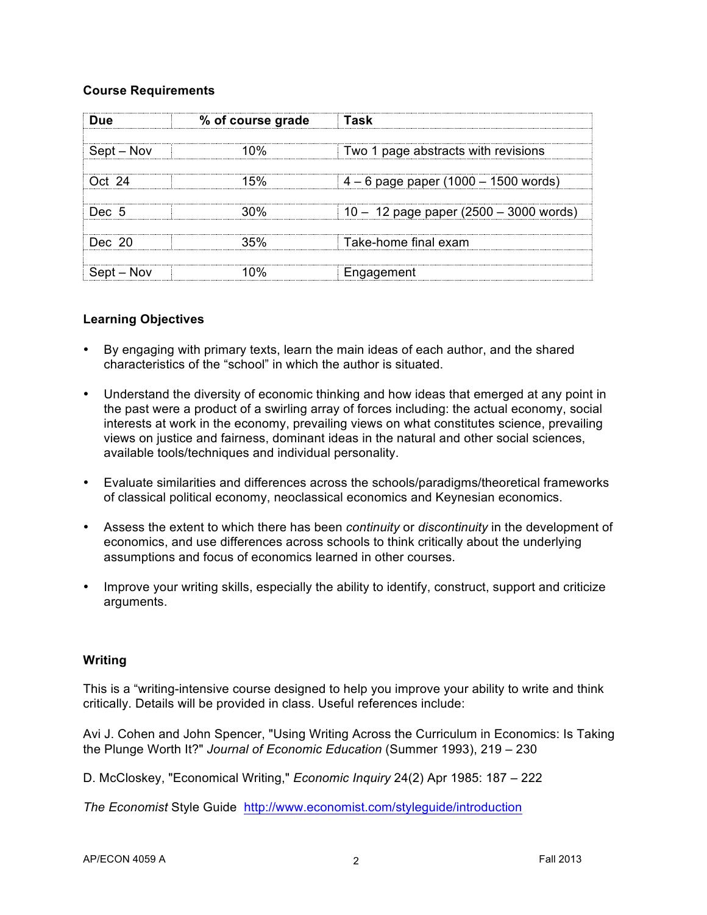## Course Requirements

| Due | % of course grade | Task |
| --- | --- | --- |
| Sept – Nov | 10% | Two 1 page abstracts with revisions |
| Oct 24 | 15% | 4 – 6 page paper (1000 – 1500 words) |
| Dec 5 | 30% | 10 – 12 page paper (2500 – 3000 words) |
| Dec 20 | 35% | Take-home final exam |
| Sept – Nov | 10% | Engagement |

## Learning Objectives

- By engaging with primary texts, learn the main ideas of each author, and the shared characteristics of the "school" in which the author is situated.
- Understand the diversity of economic thinking and how ideas that emerged at any point in the past were a product of a swirling array of forces including: the actual economy, social interests at work in the economy, prevailing views on what constitutes science, prevailing views on justice and fairness, dominant ideas in the natural and other social sciences, available tools/techniques and individual personality.
- Evaluate similarities and differences across the schools/paradigms/theoretical frameworks of classical political economy, neoclassical economics and Keynesian economics.
- Assess the extent to which there has been *continuity* or *discontinuity* in the development of economics, and use differences across schools to think critically about the underlying assumptions and focus of economics learned in other courses.
- Improve your writing skills, especially the ability to identify, construct, support and criticize arguments.

## Writing

This is a "writing-intensive course designed to help you improve your ability to write and think critically. Details will be provided in class. Useful references include:

Avi J. Cohen and John Spencer, "Using Writing Across the Curriculum in Economics: Is Taking the Plunge Worth It?" *Journal of Economic Education* (Summer 1993), 219 – 230

D. McCloskey, "Economical Writing," *Economic Inquiry* 24(2) Apr 1985: 187 – 222

*The Economist* Style Guide http://www.economist.com/styleguide/introduction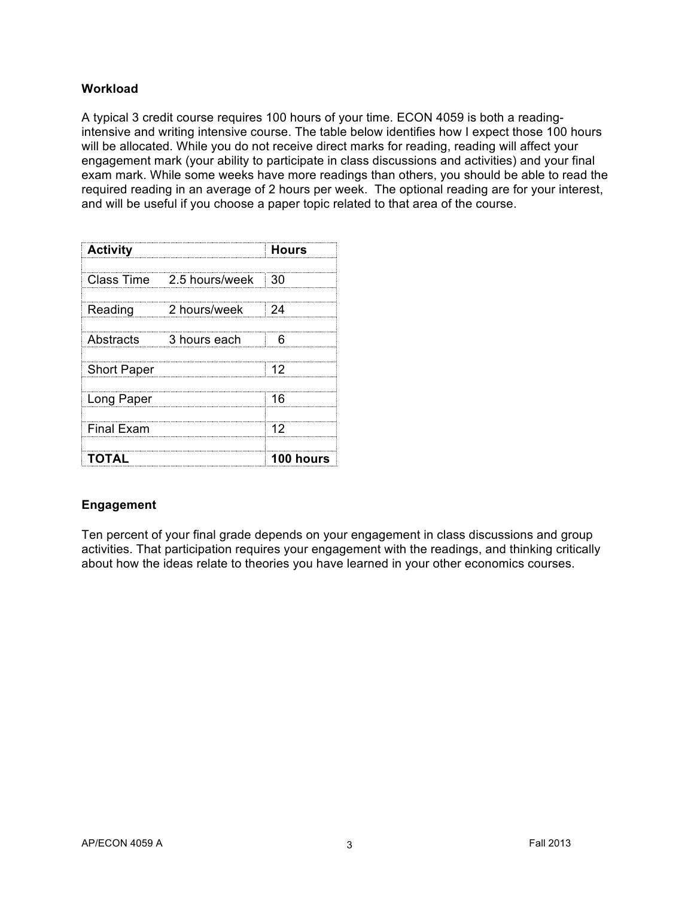### Workload

A typical 3 credit course requires 100 hours of your time. ECON 4059 is both a reading-intensive and writing intensive course. The table below identifies how I expect those 100 hours will be allocated. While you do not receive direct marks for reading, reading will affect your engagement mark (your ability to participate in class discussions and activities) and your final exam mark. While some weeks have more readings than others, you should be able to read the required reading in an average of 2 hours per week. The optional reading are for your interest, and will be useful if you choose a paper topic related to that area of the course.

| Activity | | Hours |
|---|---|---|
| Class Time | 2.5 hours/week | 30 |
| Reading | 2 hours/week | 24 |
| Abstracts | 3 hours each | 6 |
| Short Paper | | 12 |
| Long Paper | | 16 |
| Final Exam | | 12 |
| **TOTAL** | | **100 hours** |

### Engagement

Ten percent of your final grade depends on your engagement in class discussions and group activities. That participation requires your engagement with the readings, and thinking critically about how the ideas relate to theories you have learned in your other economics courses.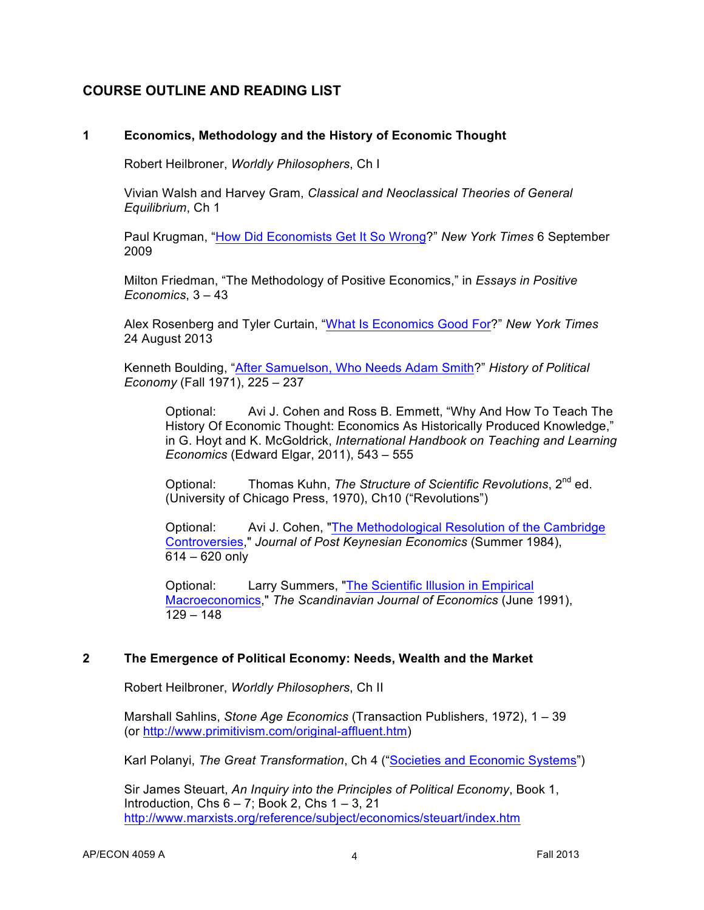## COURSE OUTLINE AND READING LIST

### 1 Economics, Methodology and the History of Economic Thought

Robert Heilbroner, *Worldly Philosophers*, Ch I

Vivian Walsh and Harvey Gram, *Classical and Neoclassical Theories of General Equilibrium*, Ch 1

Paul Krugman, "How Did Economists Get It So Wrong?" *New York Times* 6 September 2009

Milton Friedman, "The Methodology of Positive Economics," in *Essays in Positive Economics*, 3 – 43

Alex Rosenberg and Tyler Curtain, "What Is Economics Good For?" *New York Times* 24 August 2013

Kenneth Boulding, "After Samuelson, Who Needs Adam Smith?" *History of Political Economy* (Fall 1971), 225 – 237

> Optional: Avi J. Cohen and Ross B. Emmett, "Why And How To Teach The History Of Economic Thought: Economics As Historically Produced Knowledge," in G. Hoyt and K. McGoldrick, *International Handbook on Teaching and Learning Economics* (Edward Elgar, 2011), 543 – 555
>
> Optional: Thomas Kuhn, *The Structure of Scientific Revolutions*, 2nd ed. (University of Chicago Press, 1970), Ch10 ("Revolutions")
>
> Optional: Avi J. Cohen, "The Methodological Resolution of the Cambridge Controversies," *Journal of Post Keynesian Economics* (Summer 1984), 614 – 620 only
>
> Optional: Larry Summers, "The Scientific Illusion in Empirical Macroeconomics," *The Scandinavian Journal of Economics* (June 1991), 129 – 148

### 2 The Emergence of Political Economy: Needs, Wealth and the Market

Robert Heilbroner, *Worldly Philosophers*, Ch II

Marshall Sahlins, *Stone Age Economics* (Transaction Publishers, 1972), 1 – 39 (or http://www.primitivism.com/original-affluent.htm)

Karl Polanyi, *The Great Transformation*, Ch 4 ("Societies and Economic Systems")

Sir James Steuart, *An Inquiry into the Principles of Political Economy*, Book 1, Introduction, Chs 6 – 7; Book 2, Chs 1 – 3, 21
http://www.marxists.org/reference/subject/economics/steuart/index.htm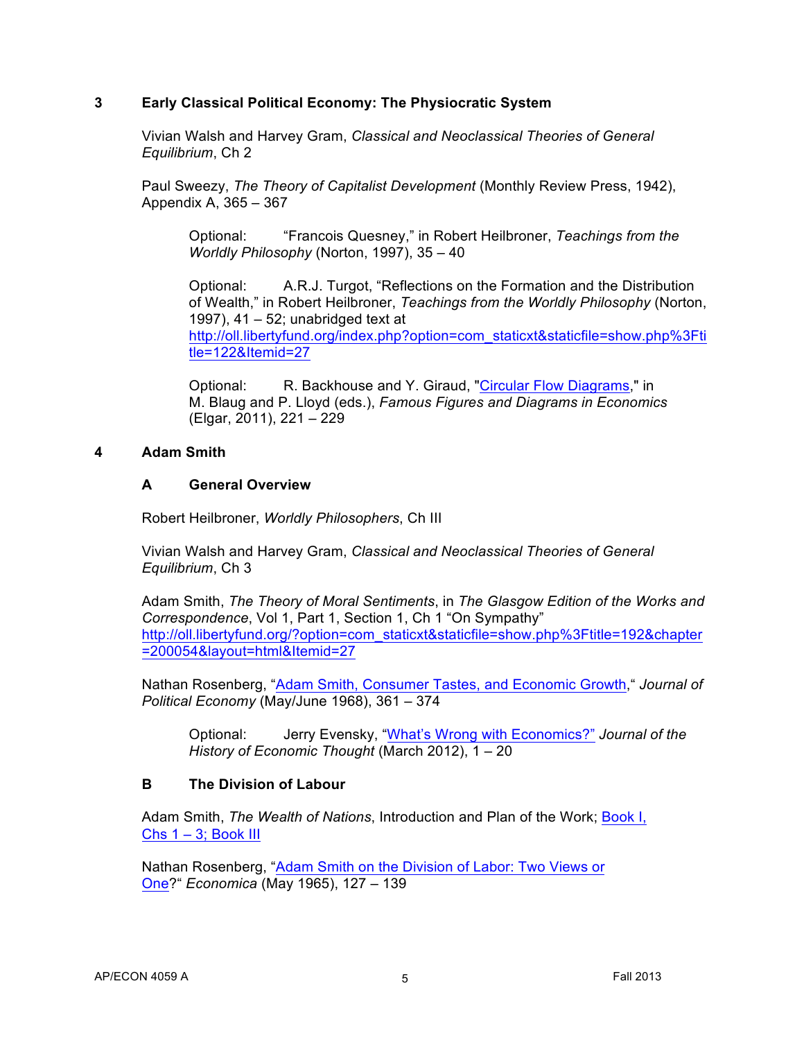## 3 Early Classical Political Economy: The Physiocratic System

Vivian Walsh and Harvey Gram, *Classical and Neoclassical Theories of General Equilibrium*, Ch 2

Paul Sweezy, *The Theory of Capitalist Development* (Monthly Review Press, 1942), Appendix A, 365 – 367

> Optional: "Francois Quesney," in Robert Heilbroner, *Teachings from the Worldly Philosophy* (Norton, 1997), 35 – 40
>
> Optional: A.R.J. Turgot, "Reflections on the Formation and the Distribution of Wealth," in Robert Heilbroner, *Teachings from the Worldly Philosophy* (Norton, 1997), 41 – 52; unabridged text at http://oll.libertyfund.org/index.php?option=com_staticxt&staticfile=show.php%3Ftitle=122&Itemid=27
>
> Optional: R. Backhouse and Y. Giraud, "Circular Flow Diagrams," in M. Blaug and P. Lloyd (eds.), *Famous Figures and Diagrams in Economics* (Elgar, 2011), 221 – 229

## 4 Adam Smith

### A General Overview

Robert Heilbroner, *Worldly Philosophers*, Ch III

Vivian Walsh and Harvey Gram, *Classical and Neoclassical Theories of General Equilibrium*, Ch 3

Adam Smith, *The Theory of Moral Sentiments*, in *The Glasgow Edition of the Works and Correspondence*, Vol 1, Part 1, Section 1, Ch 1 "On Sympathy" http://oll.libertyfund.org/?option=com_staticxt&staticfile=show.php%3Ftitle=192&chapter=200054&layout=html&Itemid=27

Nathan Rosenberg, "Adam Smith, Consumer Tastes, and Economic Growth," *Journal of Political Economy* (May/June 1968), 361 – 374

> Optional: Jerry Evensky, "What's Wrong with Economics?" *Journal of the History of Economic Thought* (March 2012), 1 – 20

### B The Division of Labour

Adam Smith, *The Wealth of Nations*, Introduction and Plan of the Work; Book I, Chs 1 – 3; Book III

Nathan Rosenberg, "Adam Smith on the Division of Labor: Two Views or One?" *Economica* (May 1965), 127 – 139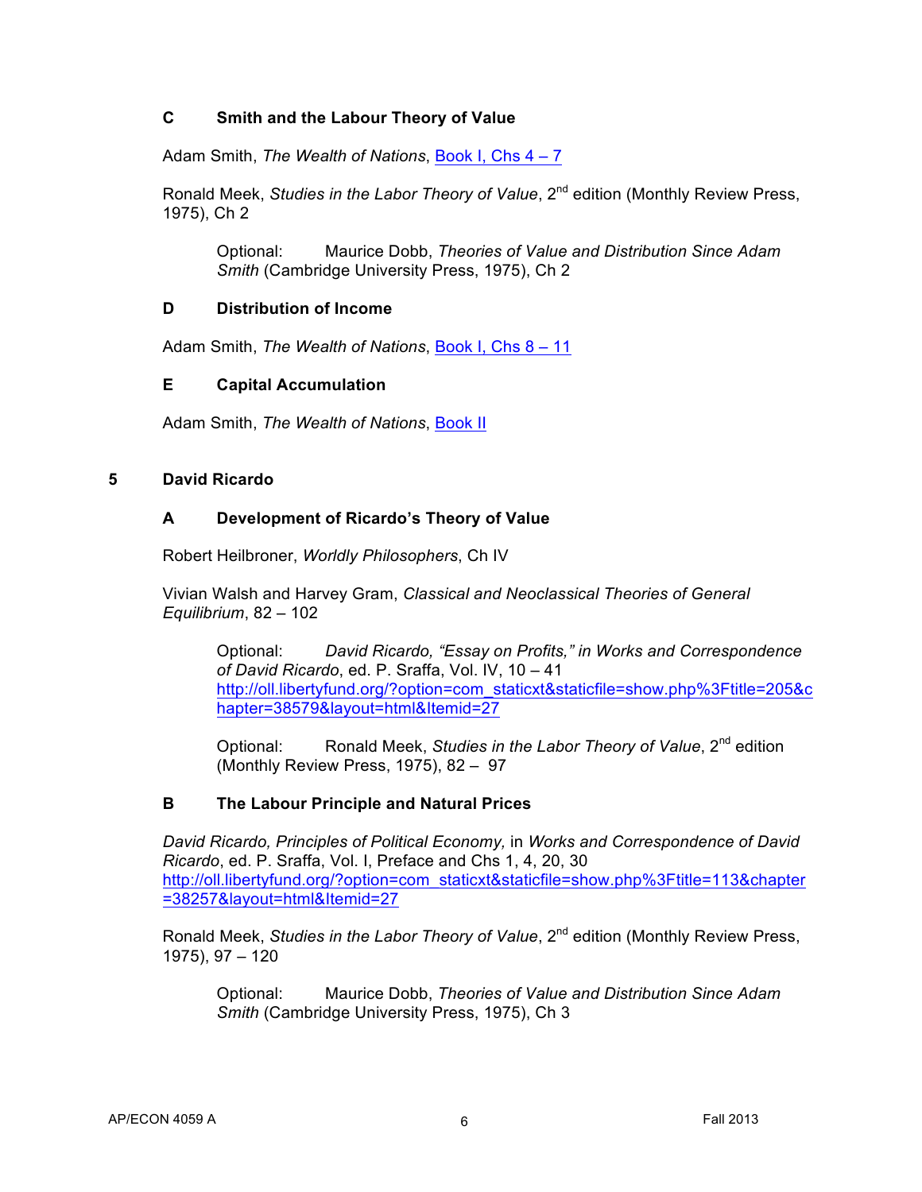### C Smith and the Labour Theory of Value

Adam Smith, *The Wealth of Nations*, Book I, Chs 4 – 7

Ronald Meek, *Studies in the Labor Theory of Value*, 2nd edition (Monthly Review Press, 1975), Ch 2

> Optional: Maurice Dobb, *Theories of Value and Distribution Since Adam Smith* (Cambridge University Press, 1975), Ch 2

### D Distribution of Income

Adam Smith, *The Wealth of Nations*, Book I, Chs 8 – 11

### E Capital Accumulation

Adam Smith, *The Wealth of Nations*, Book II

## 5 David Ricardo

### A Development of Ricardo's Theory of Value

Robert Heilbroner, *Worldly Philosophers*, Ch IV

Vivian Walsh and Harvey Gram, *Classical and Neoclassical Theories of General Equilibrium*, 82 – 102

> Optional: *David Ricardo, "Essay on Profits," in Works and Correspondence of David Ricardo*, ed. P. Sraffa, Vol. IV, 10 – 41
> http://oll.libertyfund.org/?option=com_staticxt&staticfile=show.php%3Ftitle=205&chapter=38579&layout=html&Itemid=27

> Optional: Ronald Meek, *Studies in the Labor Theory of Value*, 2nd edition (Monthly Review Press, 1975), 82 – 97

### B The Labour Principle and Natural Prices

*David Ricardo, Principles of Political Economy,* in *Works and Correspondence of David Ricardo*, ed. P. Sraffa, Vol. I, Preface and Chs 1, 4, 20, 30
http://oll.libertyfund.org/?option=com_staticxt&staticfile=show.php%3Ftitle=113&chapter=38257&layout=html&Itemid=27

Ronald Meek, *Studies in the Labor Theory of Value*, 2nd edition (Monthly Review Press, 1975), 97 – 120

> Optional: Maurice Dobb, *Theories of Value and Distribution Since Adam Smith* (Cambridge University Press, 1975), Ch 3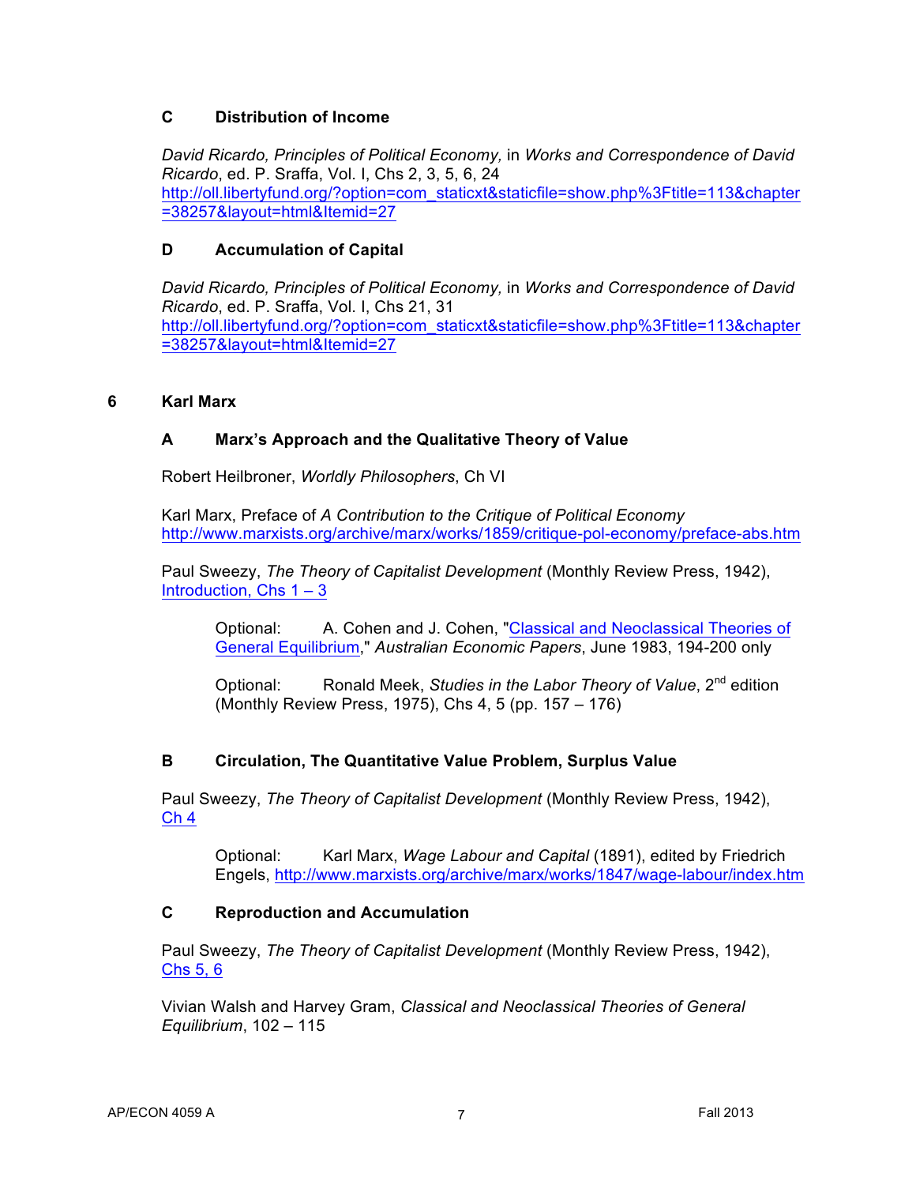### C Distribution of Income

*David Ricardo, Principles of Political Economy,* in *Works and Correspondence of David Ricardo*, ed. P. Sraffa, Vol. I, Chs 2, 3, 5, 6, 24
http://oll.libertyfund.org/?option=com_staticxt&staticfile=show.php%3Ftitle=113&chapter=38257&layout=html&Itemid=27

### D Accumulation of Capital

*David Ricardo, Principles of Political Economy,* in *Works and Correspondence of David Ricardo*, ed. P. Sraffa, Vol. I, Chs 21, 31
http://oll.libertyfund.org/?option=com_staticxt&staticfile=show.php%3Ftitle=113&chapter=38257&layout=html&Itemid=27

## 6 Karl Marx

### A Marx's Approach and the Qualitative Theory of Value

Robert Heilbroner, *Worldly Philosophers*, Ch VI

Karl Marx, Preface of *A Contribution to the Critique of Political Economy*
http://www.marxists.org/archive/marx/works/1859/critique-pol-economy/preface-abs.htm

Paul Sweezy, *The Theory of Capitalist Development* (Monthly Review Press, 1942), Introduction, Chs 1 – 3

> Optional: A. Cohen and J. Cohen, "Classical and Neoclassical Theories of General Equilibrium," *Australian Economic Papers*, June 1983, 194-200 only
>
> Optional: Ronald Meek, *Studies in the Labor Theory of Value*, 2nd edition (Monthly Review Press, 1975), Chs 4, 5 (pp. 157 – 176)

### B Circulation, The Quantitative Value Problem, Surplus Value

Paul Sweezy, *The Theory of Capitalist Development* (Monthly Review Press, 1942), Ch 4

> Optional: Karl Marx, *Wage Labour and Capital* (1891), edited by Friedrich Engels, http://www.marxists.org/archive/marx/works/1847/wage-labour/index.htm

### C Reproduction and Accumulation

Paul Sweezy, *The Theory of Capitalist Development* (Monthly Review Press, 1942), Chs 5, 6

Vivian Walsh and Harvey Gram, *Classical and Neoclassical Theories of General Equilibrium*, 102 – 115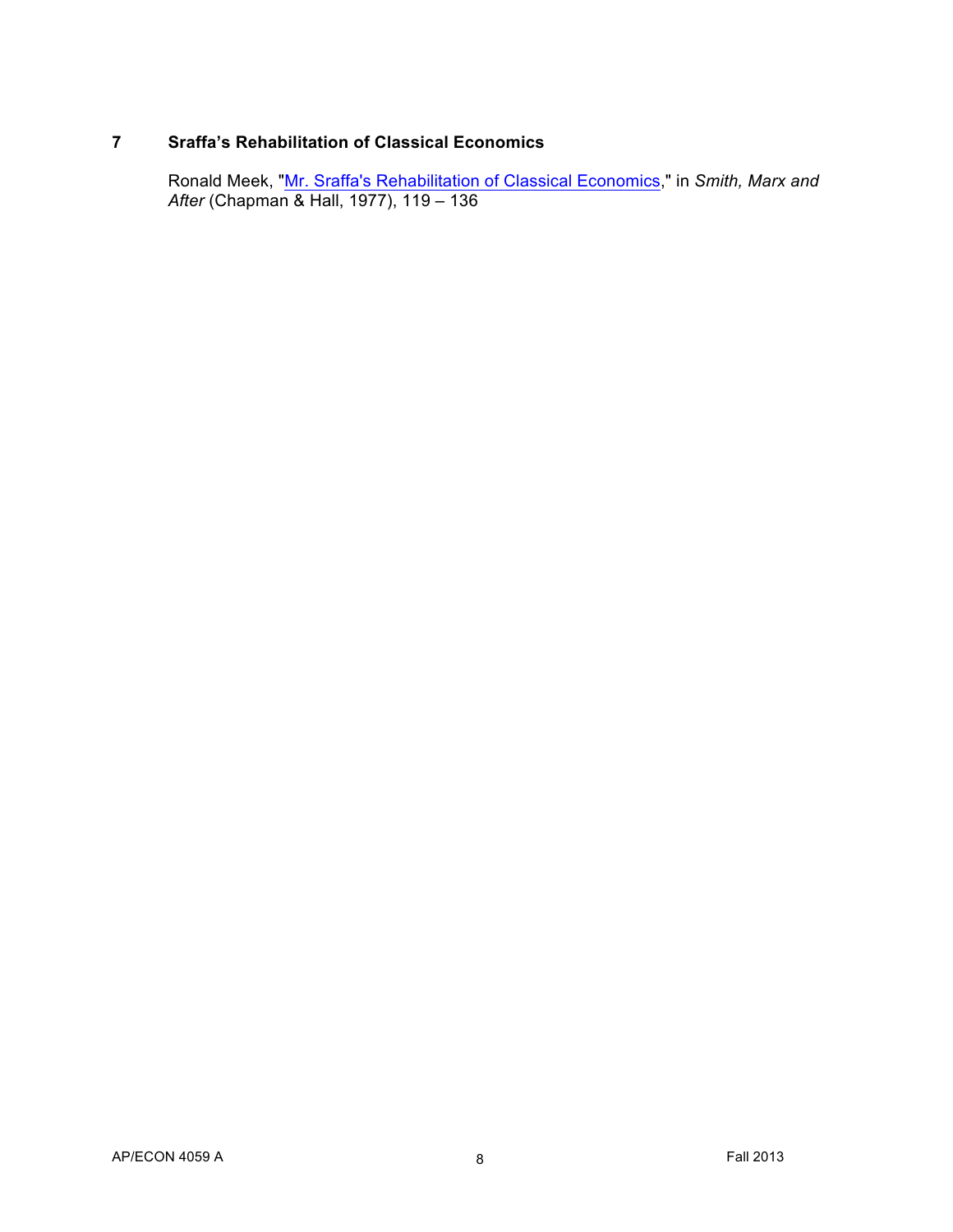## 7 Sraffa's Rehabilitation of Classical Economics

Ronald Meek, "Mr. Sraffa's Rehabilitation of Classical Economics," in *Smith, Marx and After* (Chapman & Hall, 1977), 119 – 136